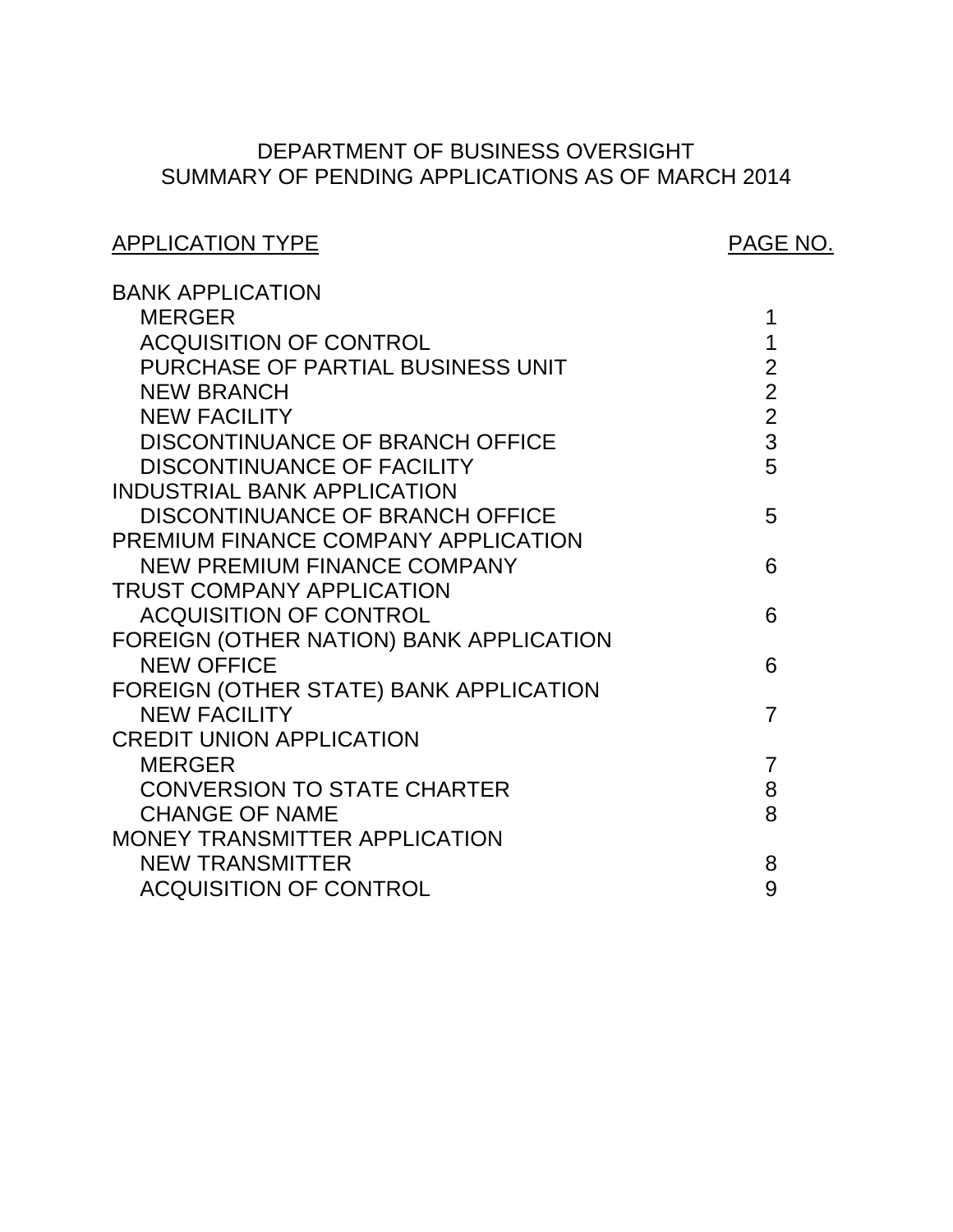# DEPARTMENT OF BUSINESS OVERSIGHT
## SUMMARY OF PENDING APPLICATIONS AS OF MARCH 2014

| APPLICATION TYPE | PAGE NO. |
|---|---|
| BANK APPLICATION | |
| MERGER | 1 |
| ACQUISITION OF CONTROL | 1 |
| PURCHASE OF PARTIAL BUSINESS UNIT | 2 |
| NEW BRANCH | 2 |
| NEW FACILITY | 2 |
| DISCONTINUANCE OF BRANCH OFFICE | 3 |
| DISCONTINUANCE OF FACILITY | 5 |
| INDUSTRIAL BANK APPLICATION | |
| DISCONTINUANCE OF BRANCH OFFICE | 5 |
| PREMIUM FINANCE COMPANY APPLICATION | |
| NEW PREMIUM FINANCE COMPANY | 6 |
| TRUST COMPANY APPLICATION | |
| ACQUISITION OF CONTROL | 6 |
| FOREIGN (OTHER NATION) BANK APPLICATION | |
| NEW OFFICE | 6 |
| FOREIGN (OTHER STATE) BANK APPLICATION | |
| NEW FACILITY | 7 |
| CREDIT UNION APPLICATION | |
| MERGER | 7 |
| CONVERSION TO STATE CHARTER | 8 |
| CHANGE OF NAME | 8 |
| MONEY TRANSMITTER APPLICATION | |
| NEW TRANSMITTER | 8 |
| ACQUISITION OF CONTROL | 9 |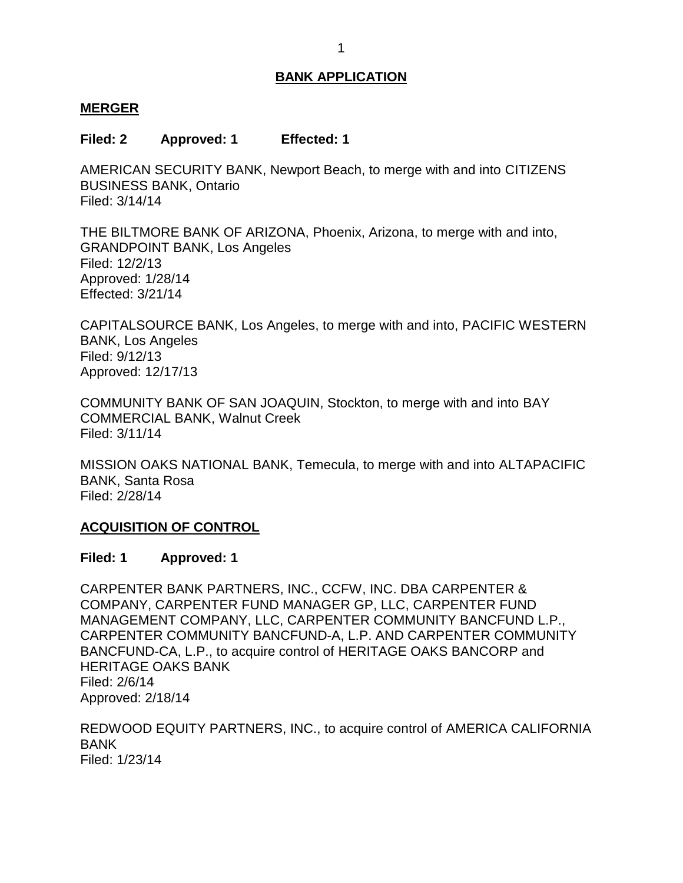## BANK APPLICATION

### MERGER

**Filed: 2 Approved: 1 Effected: 1**

AMERICAN SECURITY BANK, Newport Beach, to merge with and into CITIZENS BUSINESS BANK, Ontario
Filed: 3/14/14

THE BILTMORE BANK OF ARIZONA, Phoenix, Arizona, to merge with and into, GRANDPOINT BANK, Los Angeles
Filed: 12/2/13
Approved: 1/28/14
Effected: 3/21/14

CAPITALSOURCE BANK, Los Angeles, to merge with and into, PACIFIC WESTERN BANK, Los Angeles
Filed: 9/12/13
Approved: 12/17/13

COMMUNITY BANK OF SAN JOAQUIN, Stockton, to merge with and into BAY COMMERCIAL BANK, Walnut Creek
Filed: 3/11/14

MISSION OAKS NATIONAL BANK, Temecula, to merge with and into ALTAPACIFIC BANK, Santa Rosa
Filed: 2/28/14

### ACQUISITION OF CONTROL

**Filed: 1 Approved: 1**

CARPENTER BANK PARTNERS, INC., CCFW, INC. DBA CARPENTER & COMPANY, CARPENTER FUND MANAGER GP, LLC, CARPENTER FUND MANAGEMENT COMPANY, LLC, CARPENTER COMMUNITY BANCFUND L.P., CARPENTER COMMUNITY BANCFUND-A, L.P. AND CARPENTER COMMUNITY BANCFUND-CA, L.P., to acquire control of HERITAGE OAKS BANCORP and HERITAGE OAKS BANK
Filed: 2/6/14
Approved: 2/18/14

REDWOOD EQUITY PARTNERS, INC., to acquire control of AMERICA CALIFORNIA BANK
Filed: 1/23/14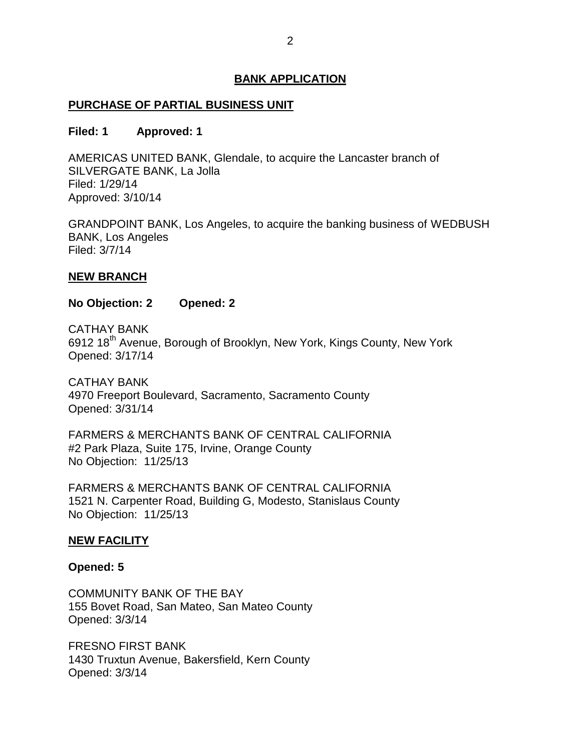## BANK APPLICATION

### PURCHASE OF PARTIAL BUSINESS UNIT

**Filed: 1 Approved: 1**

AMERICAS UNITED BANK, Glendale, to acquire the Lancaster branch of SILVERGATE BANK, La Jolla
Filed: 1/29/14
Approved: 3/10/14

GRANDPOINT BANK, Los Angeles, to acquire the banking business of WEDBUSH BANK, Los Angeles
Filed: 3/7/14

### NEW BRANCH

**No Objection: 2 Opened: 2**

CATHAY BANK
6912 18th Avenue, Borough of Brooklyn, New York, Kings County, New York
Opened: 3/17/14

CATHAY BANK
4970 Freeport Boulevard, Sacramento, Sacramento County
Opened: 3/31/14

FARMERS & MERCHANTS BANK OF CENTRAL CALIFORNIA
#2 Park Plaza, Suite 175, Irvine, Orange County
No Objection: 11/25/13

FARMERS & MERCHANTS BANK OF CENTRAL CALIFORNIA
1521 N. Carpenter Road, Building G, Modesto, Stanislaus County
No Objection: 11/25/13

### NEW FACILITY

**Opened: 5**

COMMUNITY BANK OF THE BAY
155 Bovet Road, San Mateo, San Mateo County
Opened: 3/3/14

FRESNO FIRST BANK
1430 Truxtun Avenue, Bakersfield, Kern County
Opened: 3/3/14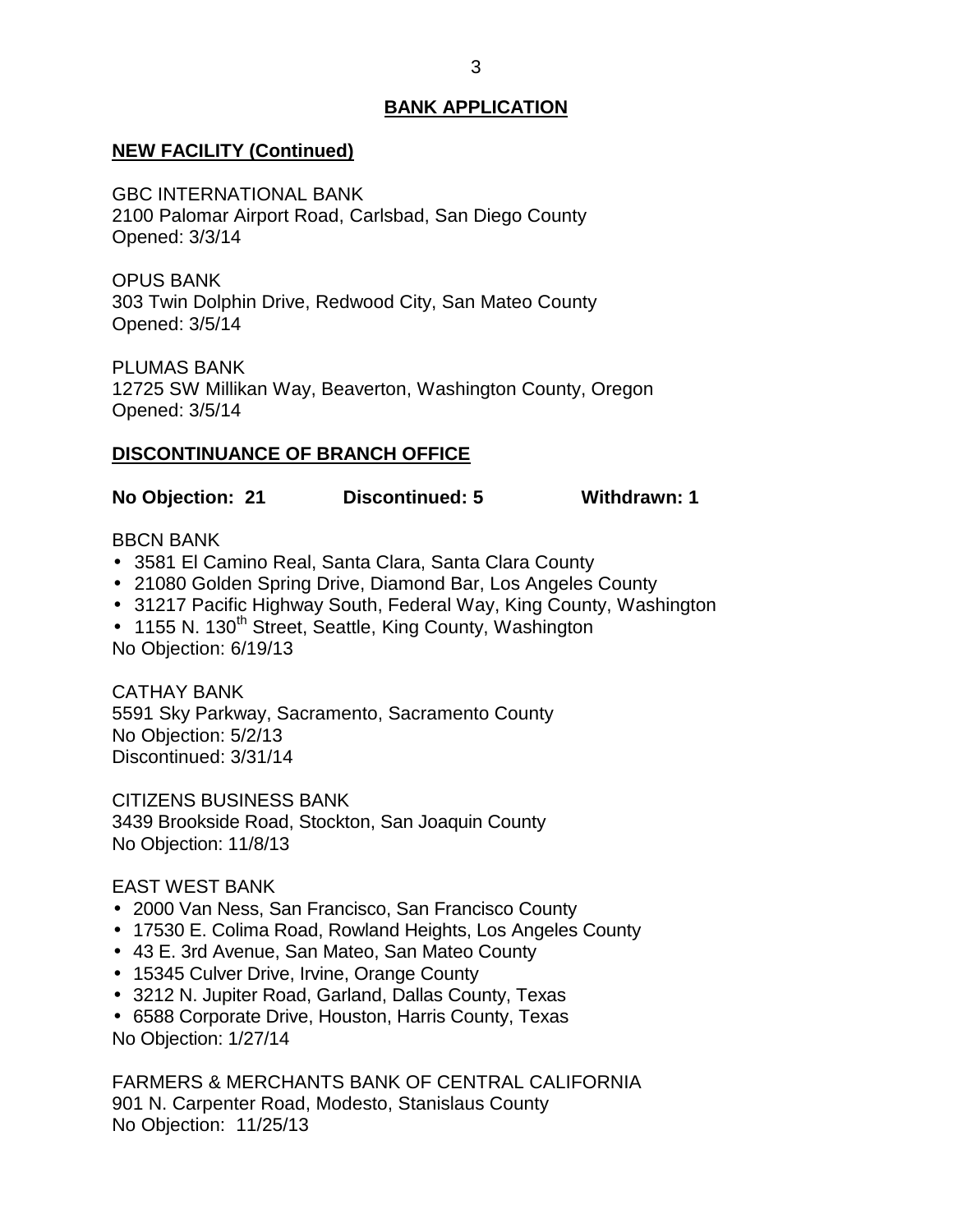## BANK APPLICATION

### NEW FACILITY (Continued)

GBC INTERNATIONAL BANK
2100 Palomar Airport Road, Carlsbad, San Diego County
Opened: 3/3/14

OPUS BANK
303 Twin Dolphin Drive, Redwood City, San Mateo County
Opened: 3/5/14

PLUMAS BANK
12725 SW Millikan Way, Beaverton, Washington County, Oregon
Opened: 3/5/14

### DISCONTINUANCE OF BRANCH OFFICE

**No Objection: 21 Discontinued: 5 Withdrawn: 1**

BBCN BANK

- 3581 El Camino Real, Santa Clara, Santa Clara County
- 21080 Golden Spring Drive, Diamond Bar, Los Angeles County
- 31217 Pacific Highway South, Federal Way, King County, Washington
- 1155 N. 130th Street, Seattle, King County, Washington

No Objection: 6/19/13

CATHAY BANK
5591 Sky Parkway, Sacramento, Sacramento County
No Objection: 5/2/13
Discontinued: 3/31/14

CITIZENS BUSINESS BANK
3439 Brookside Road, Stockton, San Joaquin County
No Objection: 11/8/13

EAST WEST BANK

- 2000 Van Ness, San Francisco, San Francisco County
- 17530 E. Colima Road, Rowland Heights, Los Angeles County
- 43 E. 3rd Avenue, San Mateo, San Mateo County
- 15345 Culver Drive, Irvine, Orange County
- 3212 N. Jupiter Road, Garland, Dallas County, Texas
- 6588 Corporate Drive, Houston, Harris County, Texas

No Objection: 1/27/14

FARMERS & MERCHANTS BANK OF CENTRAL CALIFORNIA
901 N. Carpenter Road, Modesto, Stanislaus County
No Objection: 11/25/13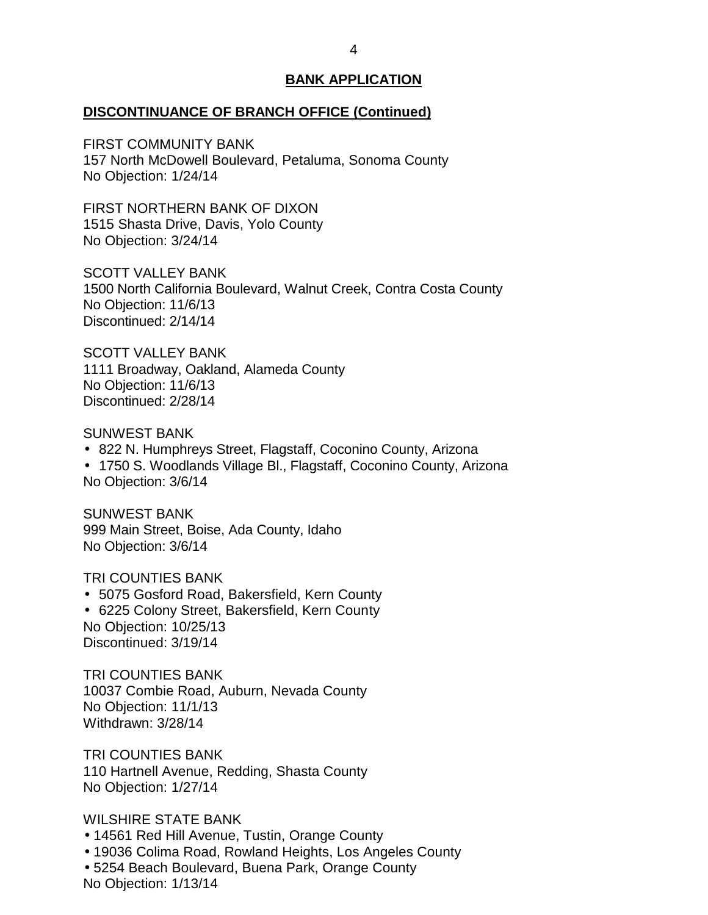## BANK APPLICATION

**DISCONTINUANCE OF BRANCH OFFICE (Continued)**

FIRST COMMUNITY BANK
157 North McDowell Boulevard, Petaluma, Sonoma County
No Objection: 1/24/14

FIRST NORTHERN BANK OF DIXON
1515 Shasta Drive, Davis, Yolo County
No Objection: 3/24/14

SCOTT VALLEY BANK
1500 North California Boulevard, Walnut Creek, Contra Costa County
No Objection: 11/6/13
Discontinued: 2/14/14

SCOTT VALLEY BANK
1111 Broadway, Oakland, Alameda County
No Objection: 11/6/13
Discontinued: 2/28/14

SUNWEST BANK
- 822 N. Humphreys Street, Flagstaff, Coconino County, Arizona
- 1750 S. Woodlands Village Bl., Flagstaff, Coconino County, Arizona

No Objection: 3/6/14

SUNWEST BANK
999 Main Street, Boise, Ada County, Idaho
No Objection: 3/6/14

TRI COUNTIES BANK
- 5075 Gosford Road, Bakersfield, Kern County
- 6225 Colony Street, Bakersfield, Kern County

No Objection: 10/25/13
Discontinued: 3/19/14

TRI COUNTIES BANK
10037 Combie Road, Auburn, Nevada County
No Objection: 11/1/13
Withdrawn: 3/28/14

TRI COUNTIES BANK
110 Hartnell Avenue, Redding, Shasta County
No Objection: 1/27/14

WILSHIRE STATE BANK
- 14561 Red Hill Avenue, Tustin, Orange County
- 19036 Colima Road, Rowland Heights, Los Angeles County
- 5254 Beach Boulevard, Buena Park, Orange County

No Objection: 1/13/14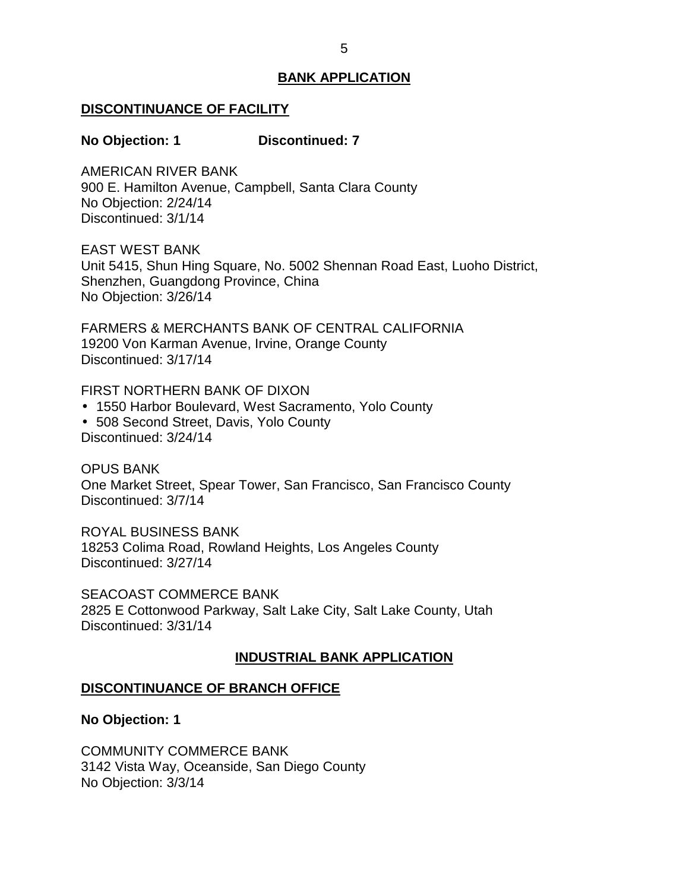## BANK APPLICATION

### DISCONTINUANCE OF FACILITY

**No Objection: 1 Discontinued: 7**

AMERICAN RIVER BANK
900 E. Hamilton Avenue, Campbell, Santa Clara County
No Objection: 2/24/14
Discontinued: 3/1/14

EAST WEST BANK
Unit 5415, Shun Hing Square, No. 5002 Shennan Road East, Luoho District, Shenzhen, Guangdong Province, China
No Objection: 3/26/14

FARMERS & MERCHANTS BANK OF CENTRAL CALIFORNIA
19200 Von Karman Avenue, Irvine, Orange County
Discontinued: 3/17/14

FIRST NORTHERN BANK OF DIXON
- 1550 Harbor Boulevard, West Sacramento, Yolo County
- 508 Second Street, Davis, Yolo County

Discontinued: 3/24/14

OPUS BANK
One Market Street, Spear Tower, San Francisco, San Francisco County
Discontinued: 3/7/14

ROYAL BUSINESS BANK
18253 Colima Road, Rowland Heights, Los Angeles County
Discontinued: 3/27/14

SEACOAST COMMERCE BANK
2825 E Cottonwood Parkway, Salt Lake City, Salt Lake County, Utah
Discontinued: 3/31/14

## INDUSTRIAL BANK APPLICATION

### DISCONTINUANCE OF BRANCH OFFICE

**No Objection: 1**

COMMUNITY COMMERCE BANK
3142 Vista Way, Oceanside, San Diego County
No Objection: 3/3/14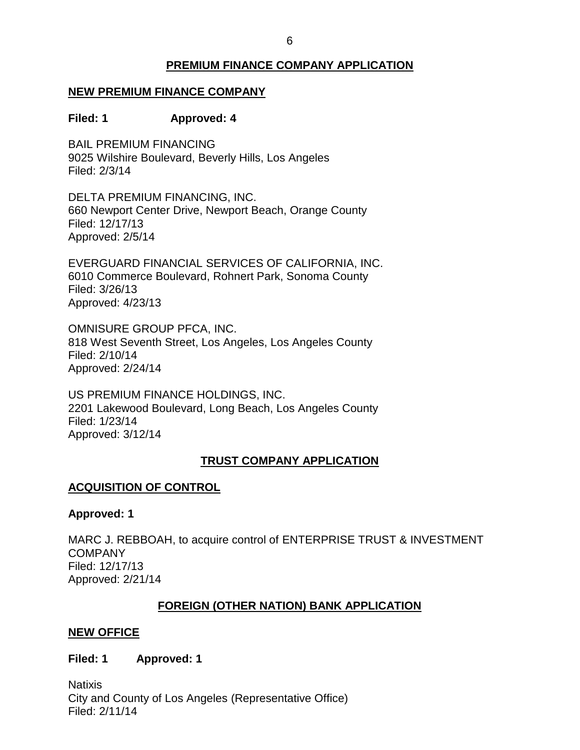## PREMIUM FINANCE COMPANY APPLICATION

### NEW PREMIUM FINANCE COMPANY

**Filed: 1 Approved: 4**

BAIL PREMIUM FINANCING
9025 Wilshire Boulevard, Beverly Hills, Los Angeles
Filed: 2/3/14

DELTA PREMIUM FINANCING, INC.
660 Newport Center Drive, Newport Beach, Orange County
Filed: 12/17/13
Approved: 2/5/14

EVERGUARD FINANCIAL SERVICES OF CALIFORNIA, INC.
6010 Commerce Boulevard, Rohnert Park, Sonoma County
Filed: 3/26/13
Approved: 4/23/13

OMNISURE GROUP PFCA, INC.
818 West Seventh Street, Los Angeles, Los Angeles County
Filed: 2/10/14
Approved: 2/24/14

US PREMIUM FINANCE HOLDINGS, INC.
2201 Lakewood Boulevard, Long Beach, Los Angeles County
Filed: 1/23/14
Approved: 3/12/14

## TRUST COMPANY APPLICATION

### ACQUISITION OF CONTROL

**Approved: 1**

MARC J. REBBOAH, to acquire control of ENTERPRISE TRUST & INVESTMENT COMPANY
Filed: 12/17/13
Approved: 2/21/14

## FOREIGN (OTHER NATION) BANK APPLICATION

### NEW OFFICE

**Filed: 1 Approved: 1**

Natixis
City and County of Los Angeles (Representative Office)
Filed: 2/11/14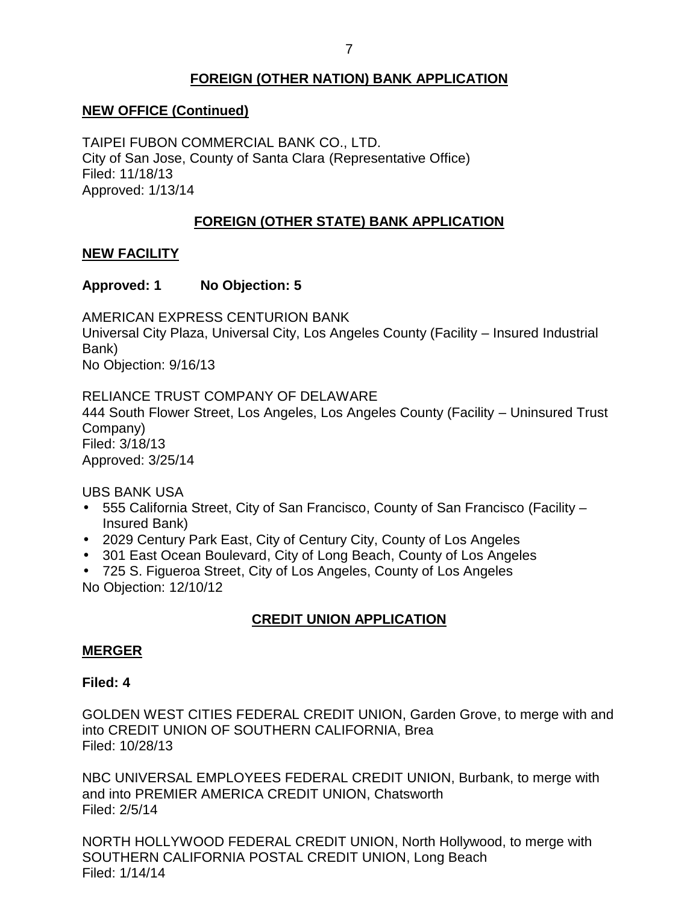## FOREIGN (OTHER NATION) BANK APPLICATION

### NEW OFFICE (Continued)

TAIPEI FUBON COMMERCIAL BANK CO., LTD.
City of San Jose, County of Santa Clara (Representative Office)
Filed: 11/18/13
Approved: 1/13/14

## FOREIGN (OTHER STATE) BANK APPLICATION

### NEW FACILITY

**Approved: 1 No Objection: 5**

AMERICAN EXPRESS CENTURION BANK
Universal City Plaza, Universal City, Los Angeles County (Facility – Insured Industrial Bank)
No Objection: 9/16/13

RELIANCE TRUST COMPANY OF DELAWARE
444 South Flower Street, Los Angeles, Los Angeles County (Facility – Uninsured Trust Company)
Filed: 3/18/13
Approved: 3/25/14

UBS BANK USA

- 555 California Street, City of San Francisco, County of San Francisco (Facility – Insured Bank)
- 2029 Century Park East, City of Century City, County of Los Angeles
- 301 East Ocean Boulevard, City of Long Beach, County of Los Angeles
- 725 S. Figueroa Street, City of Los Angeles, County of Los Angeles

No Objection: 12/10/12

## CREDIT UNION APPLICATION

### MERGER

**Filed: 4**

GOLDEN WEST CITIES FEDERAL CREDIT UNION, Garden Grove, to merge with and into CREDIT UNION OF SOUTHERN CALIFORNIA, Brea
Filed: 10/28/13

NBC UNIVERSAL EMPLOYEES FEDERAL CREDIT UNION, Burbank, to merge with and into PREMIER AMERICA CREDIT UNION, Chatsworth
Filed: 2/5/14

NORTH HOLLYWOOD FEDERAL CREDIT UNION, North Hollywood, to merge with SOUTHERN CALIFORNIA POSTAL CREDIT UNION, Long Beach
Filed: 1/14/14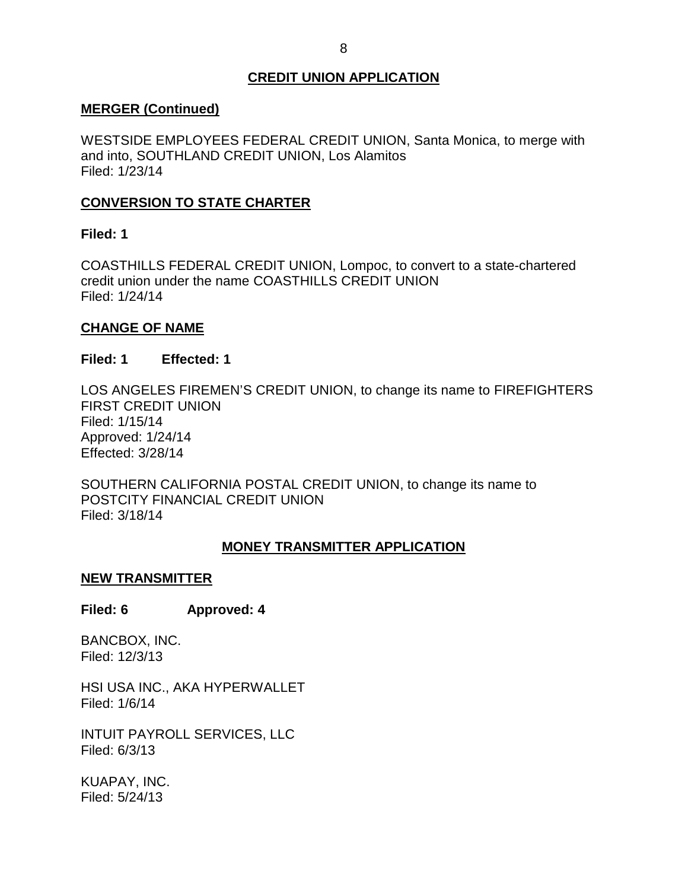## CREDIT UNION APPLICATION

### MERGER (Continued)

WESTSIDE EMPLOYEES FEDERAL CREDIT UNION, Santa Monica, to merge with and into, SOUTHLAND CREDIT UNION, Los Alamitos
Filed: 1/23/14

### CONVERSION TO STATE CHARTER

**Filed: 1**

COASTHILLS FEDERAL CREDIT UNION, Lompoc, to convert to a state-chartered credit union under the name COASTHILLS CREDIT UNION
Filed: 1/24/14

### CHANGE OF NAME

**Filed: 1 Effected: 1**

LOS ANGELES FIREMEN'S CREDIT UNION, to change its name to FIREFIGHTERS FIRST CREDIT UNION
Filed: 1/15/14
Approved: 1/24/14
Effected: 3/28/14

SOUTHERN CALIFORNIA POSTAL CREDIT UNION, to change its name to POSTCITY FINANCIAL CREDIT UNION
Filed: 3/18/14

## MONEY TRANSMITTER APPLICATION

### NEW TRANSMITTER

**Filed: 6 Approved: 4**

BANCBOX, INC.
Filed: 12/3/13

HSI USA INC., AKA HYPERWALLET
Filed: 1/6/14

INTUIT PAYROLL SERVICES, LLC
Filed: 6/3/13

KUAPAY, INC.
Filed: 5/24/13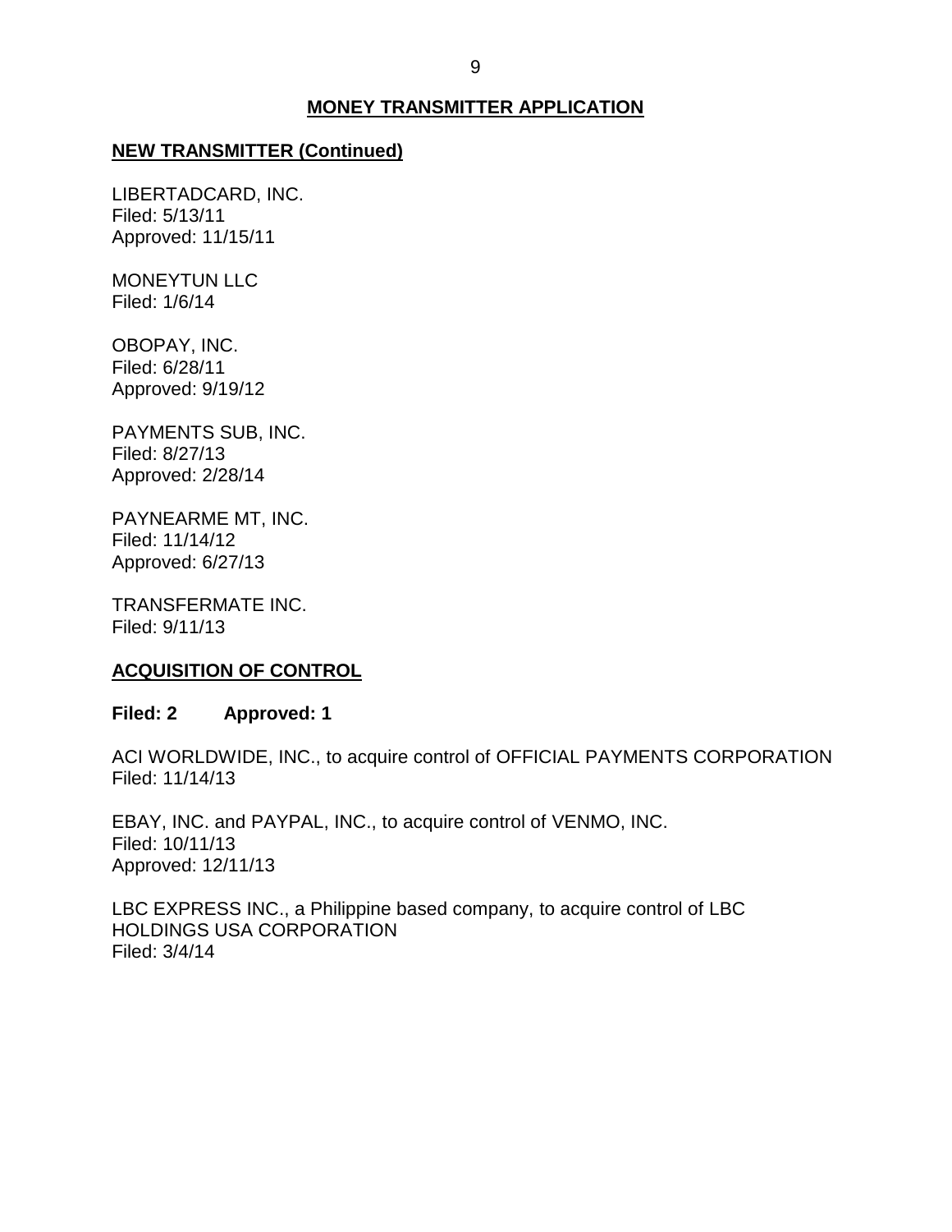## MONEY TRANSMITTER APPLICATION

### NEW TRANSMITTER (Continued)

LIBERTADCARD, INC.
Filed: 5/13/11
Approved: 11/15/11

MONEYTUN LLC
Filed: 1/6/14

OBOPAY, INC.
Filed: 6/28/11
Approved: 9/19/12

PAYMENTS SUB, INC.
Filed: 8/27/13
Approved: 2/28/14

PAYNEARME MT, INC.
Filed: 11/14/12
Approved: 6/27/13

TRANSFERMATE INC.
Filed: 9/11/13

### ACQUISITION OF CONTROL

**Filed: 2  Approved: 1**

ACI WORLDWIDE, INC., to acquire control of OFFICIAL PAYMENTS CORPORATION
Filed: 11/14/13

EBAY, INC. and PAYPAL, INC., to acquire control of VENMO, INC.
Filed: 10/11/13
Approved: 12/11/13

LBC EXPRESS INC., a Philippine based company, to acquire control of LBC HOLDINGS USA CORPORATION
Filed: 3/4/14